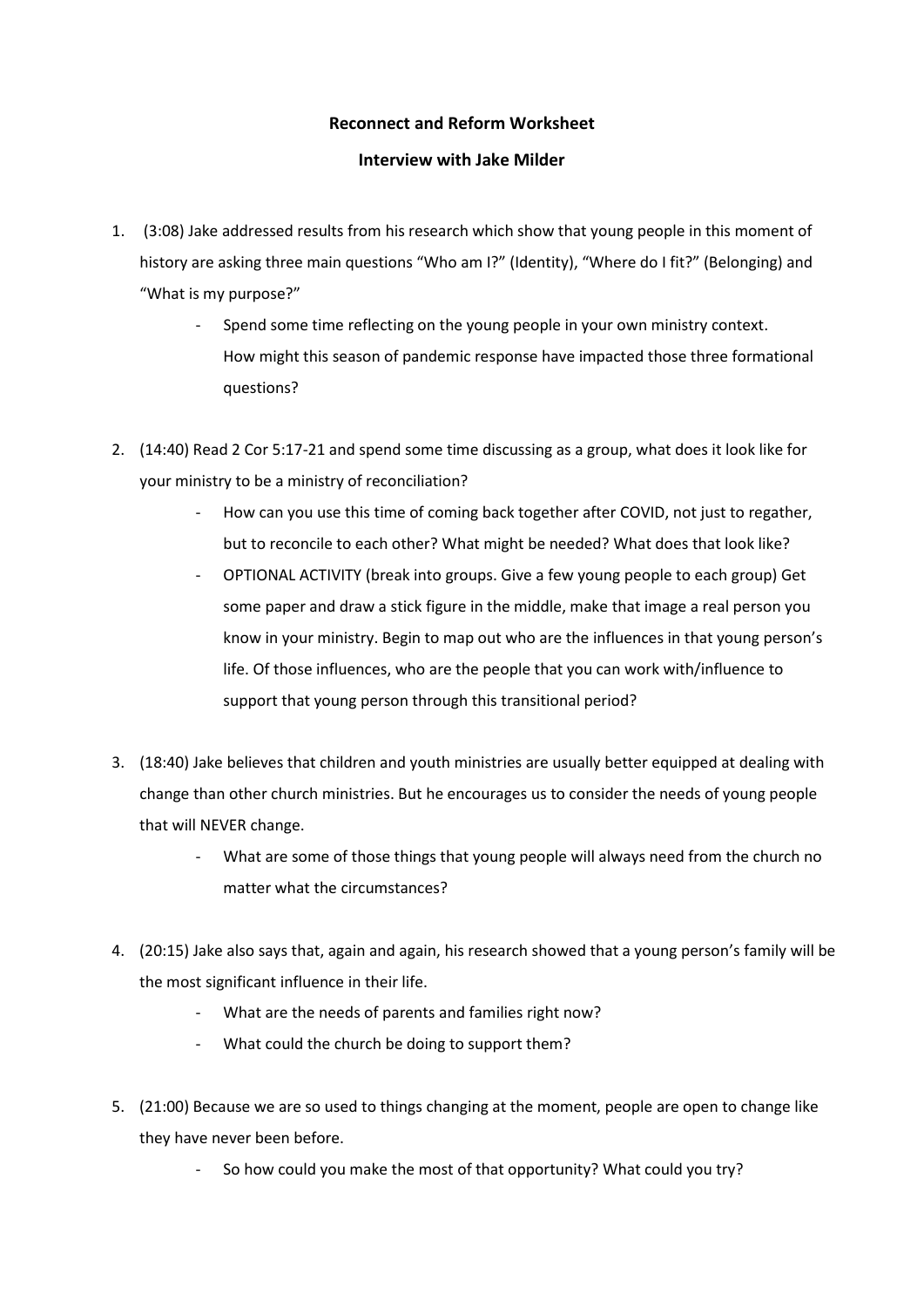**Reconnect and Reform Worksheet**

**Interview with Jake Milder**

1. (3:08) Jake addressed results from his research which show that young people in this moment of history are asking three main questions "Who am I?" (Identity), "Where do I fit?" (Belonging) and "What is my purpose?"
   - Spend some time reflecting on the young people in your own ministry context. How might this season of pandemic response have impacted those three formational questions?

2. (14:40) Read 2 Cor 5:17-21 and spend some time discussing as a group, what does it look like for your ministry to be a ministry of reconciliation?
   - How can you use this time of coming back together after COVID, not just to regather, but to reconcile to each other? What might be needed? What does that look like?
   - OPTIONAL ACTIVITY (break into groups. Give a few young people to each group) Get some paper and draw a stick figure in the middle, make that image a real person you know in your ministry. Begin to map out who are the influences in that young person's life. Of those influences, who are the people that you can work with/influence to support that young person through this transitional period?

3. (18:40) Jake believes that children and youth ministries are usually better equipped at dealing with change than other church ministries. But he encourages us to consider the needs of young people that will NEVER change.
   - What are some of those things that young people will always need from the church no matter what the circumstances?

4. (20:15) Jake also says that, again and again, his research showed that a young person's family will be the most significant influence in their life.
   - What are the needs of parents and families right now?
   - What could the church be doing to support them?

5. (21:00) Because we are so used to things changing at the moment, people are open to change like they have never been before.
   - So how could you make the most of that opportunity? What could you try?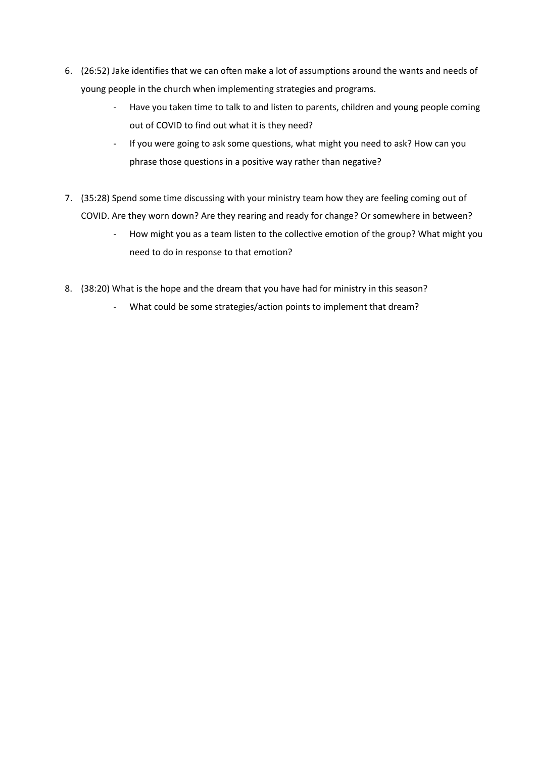6. (26:52) Jake identifies that we can often make a lot of assumptions around the wants and needs of young people in the church when implementing strategies and programs.
    - Have you taken time to talk to and listen to parents, children and young people coming out of COVID to find out what it is they need?
    - If you were going to ask some questions, what might you need to ask? How can you phrase those questions in a positive way rather than negative?

7. (35:28) Spend some time discussing with your ministry team how they are feeling coming out of COVID. Are they worn down? Are they rearing and ready for change? Or somewhere in between?
    - How might you as a team listen to the collective emotion of the group? What might you need to do in response to that emotion?

8. (38:20) What is the hope and the dream that you have had for ministry in this season?
    - What could be some strategies/action points to implement that dream?